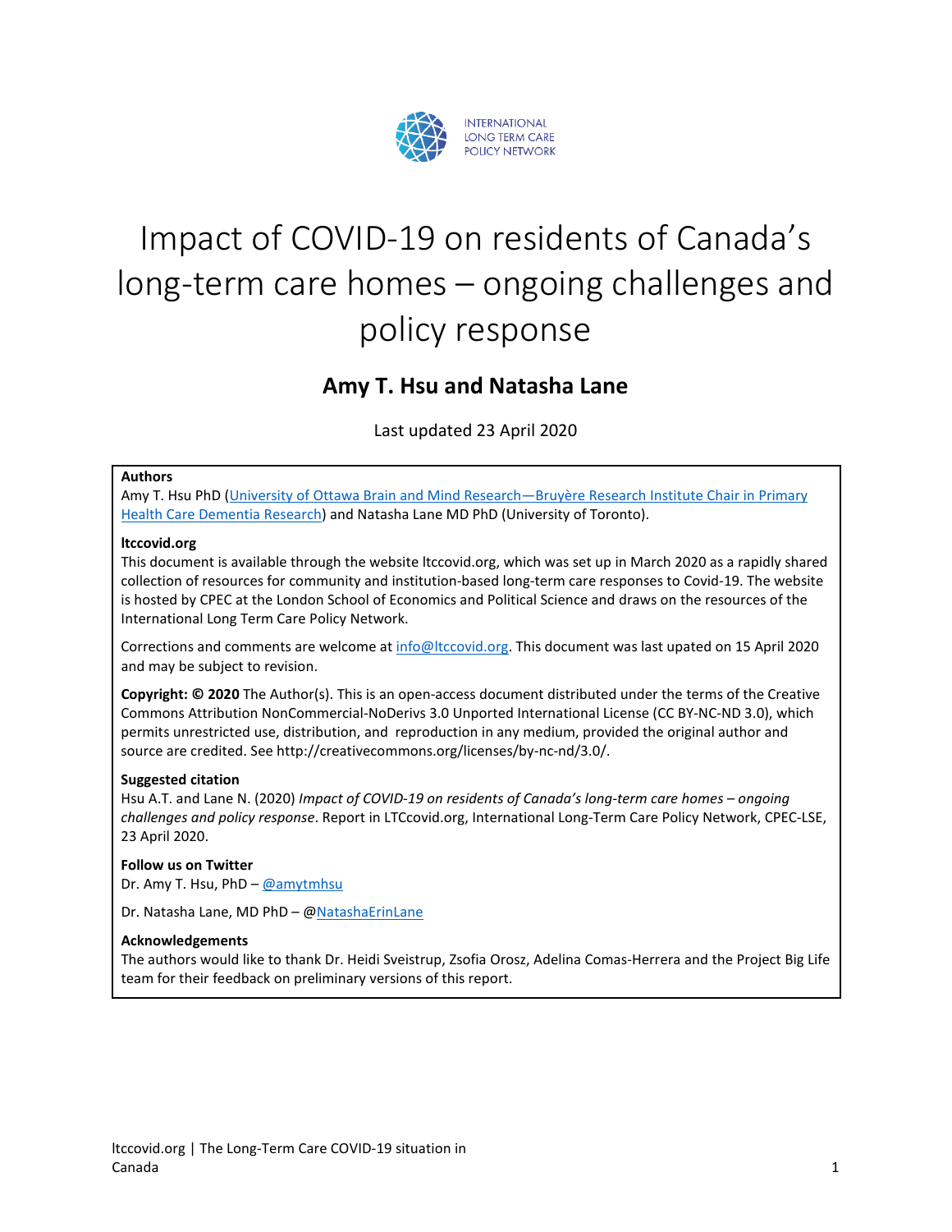INTERNATIONAL LONG TERM CARE POLICY NETWORK

# Impact of COVID-19 on residents of Canada's long-term care homes – ongoing challenges and policy response

## Amy T. Hsu and Natasha Lane

Last updated 23 April 2020

**Authors**
Amy T. Hsu PhD (University of Ottawa Brain and Mind Research—Bruyère Research Institute Chair in Primary Health Care Dementia Research) and Natasha Lane MD PhD (University of Toronto).

**ltccovid.org**
This document is available through the website ltccovid.org, which was set up in March 2020 as a rapidly shared collection of resources for community and institution-based long-term care responses to Covid-19. The website is hosted by CPEC at the London School of Economics and Political Science and draws on the resources of the International Long Term Care Policy Network.

Corrections and comments are welcome at info@ltccovid.org. This document was last upated on 15 April 2020 and may be subject to revision.

**Copyright: © 2020** The Author(s). This is an open-access document distributed under the terms of the Creative Commons Attribution NonCommercial-NoDerivs 3.0 Unported International License (CC BY-NC-ND 3.0), which permits unrestricted use, distribution, and reproduction in any medium, provided the original author and source are credited. See http://creativecommons.org/licenses/by-nc-nd/3.0/.

**Suggested citation**
Hsu A.T. and Lane N. (2020) *Impact of COVID-19 on residents of Canada's long-term care homes – ongoing challenges and policy response*. Report in LTCcovid.org, International Long-Term Care Policy Network, CPEC-LSE, 23 April 2020.

**Follow us on Twitter**
Dr. Amy T. Hsu, PhD – @amytmhsu

Dr. Natasha Lane, MD PhD – @NatashaErinLane

**Acknowledgements**
The authors would like to thank Dr. Heidi Sveistrup, Zsofia Orosz, Adelina Comas-Herrera and the Project Big Life team for their feedback on preliminary versions of this report.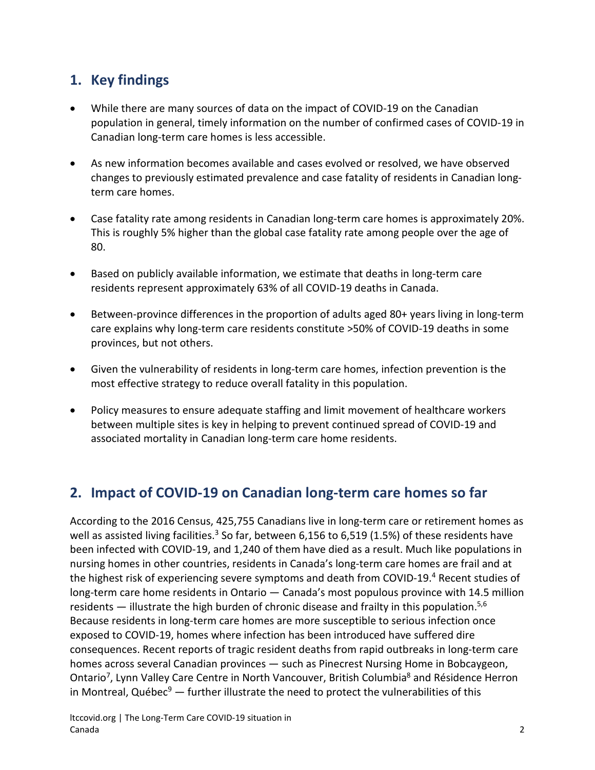## 1. Key findings

- While there are many sources of data on the impact of COVID-19 on the Canadian population in general, timely information on the number of confirmed cases of COVID-19 in Canadian long-term care homes is less accessible.
- As new information becomes available and cases evolved or resolved, we have observed changes to previously estimated prevalence and case fatality of residents in Canadian long-term care homes.
- Case fatality rate among residents in Canadian long-term care homes is approximately 20%. This is roughly 5% higher than the global case fatality rate among people over the age of 80.
- Based on publicly available information, we estimate that deaths in long-term care residents represent approximately 63% of all COVID-19 deaths in Canada.
- Between-province differences in the proportion of adults aged 80+ years living in long-term care explains why long-term care residents constitute >50% of COVID-19 deaths in some provinces, but not others.
- Given the vulnerability of residents in long-term care homes, infection prevention is the most effective strategy to reduce overall fatality in this population.
- Policy measures to ensure adequate staffing and limit movement of healthcare workers between multiple sites is key in helping to prevent continued spread of COVID-19 and associated mortality in Canadian long-term care home residents.

## 2. Impact of COVID-19 on Canadian long-term care homes so far

According to the 2016 Census, 425,755 Canadians live in long-term care or retirement homes as well as assisted living facilities.[3] So far, between 6,156 to 6,519 (1.5%) of these residents have been infected with COVID-19, and 1,240 of them have died as a result. Much like populations in nursing homes in other countries, residents in Canada's long-term care homes are frail and at the highest risk of experiencing severe symptoms and death from COVID-19.[4] Recent studies of long-term care home residents in Ontario — Canada's most populous province with 14.5 million residents — illustrate the high burden of chronic disease and frailty in this population.[5,6] Because residents in long-term care homes are more susceptible to serious infection once exposed to COVID-19, homes where infection has been introduced have suffered dire consequences. Recent reports of tragic resident deaths from rapid outbreaks in long-term care homes across several Canadian provinces — such as Pinecrest Nursing Home in Bobcaygeon, Ontario[7], Lynn Valley Care Centre in North Vancouver, British Columbia[8] and Résidence Herron in Montreal, Québec[9] — further illustrate the need to protect the vulnerabilities of this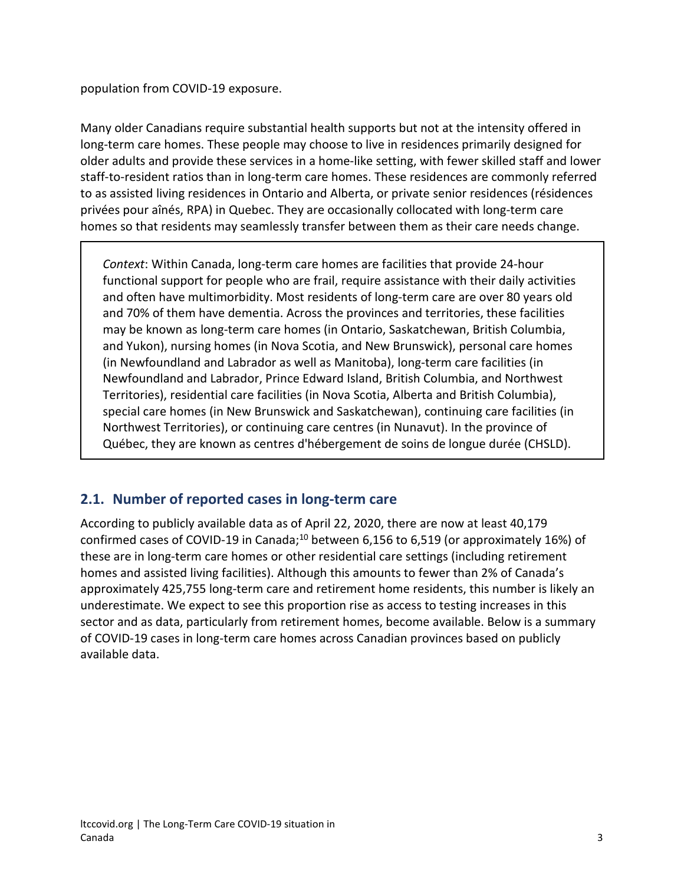population from COVID-19 exposure.

Many older Canadians require substantial health supports but not at the intensity offered in long-term care homes. These people may choose to live in residences primarily designed for older adults and provide these services in a home-like setting, with fewer skilled staff and lower staff-to-resident ratios than in long-term care homes. These residences are commonly referred to as assisted living residences in Ontario and Alberta, or private senior residences (résidences privées pour aînés, RPA) in Quebec. They are occasionally collocated with long-term care homes so that residents may seamlessly transfer between them as their care needs change.

> *Context*: Within Canada, long-term care homes are facilities that provide 24-hour functional support for people who are frail, require assistance with their daily activities and often have multimorbidity. Most residents of long-term care are over 80 years old and 70% of them have dementia. Across the provinces and territories, these facilities may be known as long-term care homes (in Ontario, Saskatchewan, British Columbia, and Yukon), nursing homes (in Nova Scotia, and New Brunswick), personal care homes (in Newfoundland and Labrador as well as Manitoba), long-term care facilities (in Newfoundland and Labrador, Prince Edward Island, British Columbia, and Northwest Territories), residential care facilities (in Nova Scotia, Alberta and British Columbia), special care homes (in New Brunswick and Saskatchewan), continuing care facilities (in Northwest Territories), or continuing care centres (in Nunavut). In the province of Québec, they are known as centres d'hébergement de soins de longue durée (CHSLD).

## 2.1. Number of reported cases in long-term care

According to publicly available data as of April 22, 2020, there are now at least 40,179 confirmed cases of COVID-19 in Canada;[10] between 6,156 to 6,519 (or approximately 16%) of these are in long-term care homes or other residential care settings (including retirement homes and assisted living facilities). Although this amounts to fewer than 2% of Canada's approximately 425,755 long-term care and retirement home residents, this number is likely an underestimate. We expect to see this proportion rise as access to testing increases in this sector and as data, particularly from retirement homes, become available. Below is a summary of COVID-19 cases in long-term care homes across Canadian provinces based on publicly available data.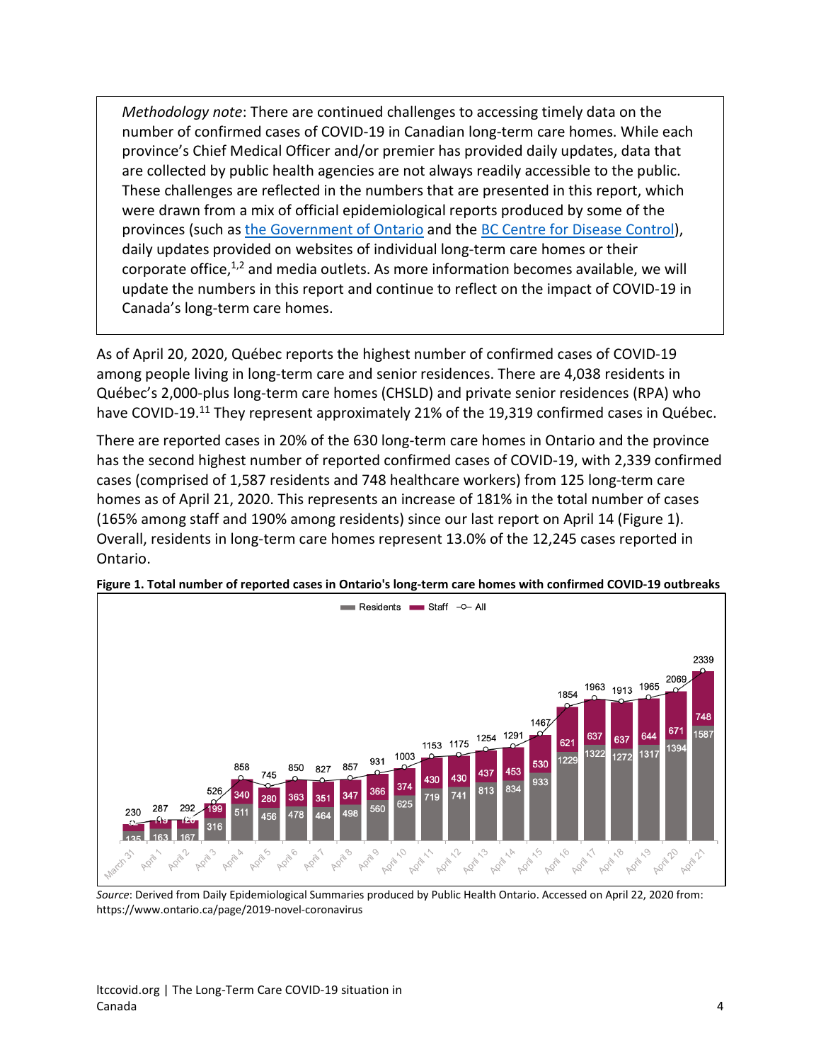*Methodology note*: There are continued challenges to accessing timely data on the number of confirmed cases of COVID-19 in Canadian long-term care homes. While each province's Chief Medical Officer and/or premier has provided daily updates, data that are collected by public health agencies are not always readily accessible to the public. These challenges are reflected in the numbers that are presented in this report, which were drawn from a mix of official epidemiological reports produced by some of the provinces (such as the Government of Ontario and the BC Centre for Disease Control), daily updates provided on websites of individual long-term care homes or their corporate office,[1,2] and media outlets. As more information becomes available, we will update the numbers in this report and continue to reflect on the impact of COVID-19 in Canada's long-term care homes.

As of April 20, 2020, Québec reports the highest number of confirmed cases of COVID-19 among people living in long-term care and senior residences. There are 4,038 residents in Québec's 2,000-plus long-term care homes (CHSLD) and private senior residences (RPA) who have COVID-19.[11] They represent approximately 21% of the 19,319 confirmed cases in Québec.

There are reported cases in 20% of the 630 long-term care homes in Ontario and the province has the second highest number of reported confirmed cases of COVID-19, with 2,339 confirmed cases (comprised of 1,587 residents and 748 healthcare workers) from 125 long-term care homes as of April 21, 2020. This represents an increase of 181% in the total number of cases (165% among staff and 190% among residents) since our last report on April 14 (Figure 1). Overall, residents in long-term care homes represent 13.0% of the 12,245 cases reported in Ontario.

**Figure 1. Total number of reported cases in Ontario's long-term care homes with confirmed COVID-19 outbreaks**

| Date | Residents | Staff | All |
|---|---|---|---|
| March 31 | 135 | | 230 |
| April 1 | 163 | | 287 |
| April 2 | 167 | | 292 |
| April 3 | 316 | 199 | 526 |
| April 4 | 511 | 340 | 858 |
| April 5 | 456 | 280 | 745 |
| April 6 | 478 | 363 | 850 |
| April 7 | 464 | 351 | 827 |
| April 8 | 498 | 347 | 857 |
| April 9 | 560 | 366 | 931 |
| April 10 | 625 | 374 | 1003 |
| April 11 | 719 | 430 | 1153 |
| April 12 | 741 | 430 | 1175 |
| April 13 | 813 | 437 | 1254 |
| April 14 | 834 | 453 | 1291 |
| April 15 | 933 | 530 | 1467 |
| April 16 | 1229 | 621 | 1854 |
| April 17 | 1322 | 637 | 1963 |
| April 18 | 1272 | 637 | 1913 |
| April 19 | 1317 | 644 | 1965 |
| April 20 | 1394 | 671 | 2069 |
| April 21 | 1587 | 748 | 2339 |

*Source*: Derived from Daily Epidemiological Summaries produced by Public Health Ontario. Accessed on April 22, 2020 from: https://www.ontario.ca/page/2019-novel-coronavirus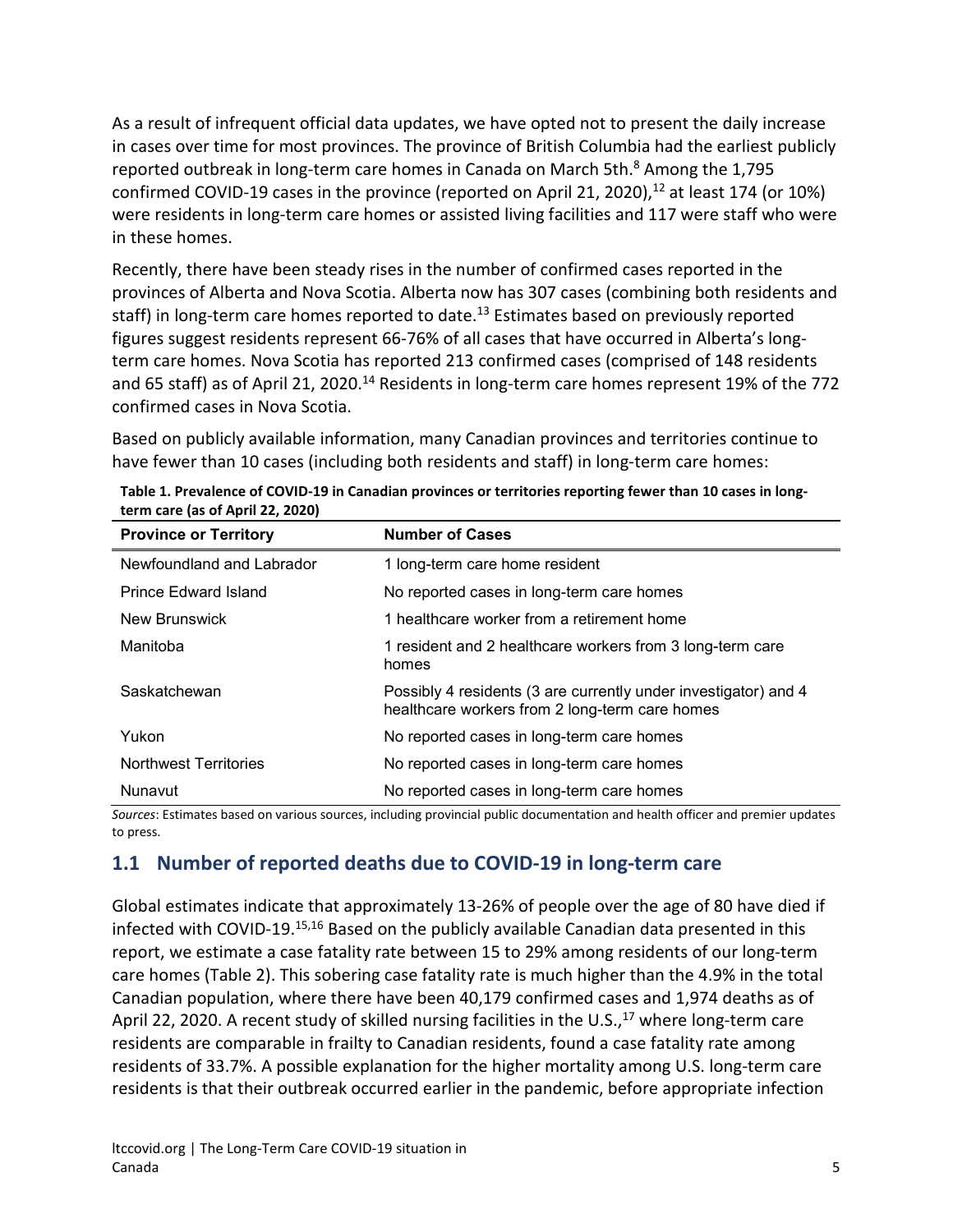As a result of infrequent official data updates, we have opted not to present the daily increase in cases over time for most provinces. The province of British Columbia had the earliest publicly reported outbreak in long-term care homes in Canada on March 5th.[8] Among the 1,795 confirmed COVID-19 cases in the province (reported on April 21, 2020),[12] at least 174 (or 10%) were residents in long-term care homes or assisted living facilities and 117 were staff who were in these homes.

Recently, there have been steady rises in the number of confirmed cases reported in the provinces of Alberta and Nova Scotia. Alberta now has 307 cases (combining both residents and staff) in long-term care homes reported to date.[13] Estimates based on previously reported figures suggest residents represent 66-76% of all cases that have occurred in Alberta's long-term care homes. Nova Scotia has reported 213 confirmed cases (comprised of 148 residents and 65 staff) as of April 21, 2020.[14] Residents in long-term care homes represent 19% of the 772 confirmed cases in Nova Scotia.

Based on publicly available information, many Canadian provinces and territories continue to have fewer than 10 cases (including both residents and staff) in long-term care homes:

**Table 1. Prevalence of COVID-19 in Canadian provinces or territories reporting fewer than 10 cases in long-term care (as of April 22, 2020)**

| Province or Territory | Number of Cases |
|---|---|
| Newfoundland and Labrador | 1 long-term care home resident |
| Prince Edward Island | No reported cases in long-term care homes |
| New Brunswick | 1 healthcare worker from a retirement home |
| Manitoba | 1 resident and 2 healthcare workers from 3 long-term care homes |
| Saskatchewan | Possibly 4 residents (3 are currently under investigator) and 4 healthcare workers from 2 long-term care homes |
| Yukon | No reported cases in long-term care homes |
| Northwest Territories | No reported cases in long-term care homes |
| Nunavut | No reported cases in long-term care homes |

*Sources*: Estimates based on various sources, including provincial public documentation and health officer and premier updates to press.

## 1.1 Number of reported deaths due to COVID-19 in long-term care

Global estimates indicate that approximately 13-26% of people over the age of 80 have died if infected with COVID-19.[15,16] Based on the publicly available Canadian data presented in this report, we estimate a case fatality rate between 15 to 29% among residents of our long-term care homes (Table 2). This sobering case fatality rate is much higher than the 4.9% in the total Canadian population, where there have been 40,179 confirmed cases and 1,974 deaths as of April 22, 2020. A recent study of skilled nursing facilities in the U.S.,[17] where long-term care residents are comparable in frailty to Canadian residents, found a case fatality rate among residents of 33.7%. A possible explanation for the higher mortality among U.S. long-term care residents is that their outbreak occurred earlier in the pandemic, before appropriate infection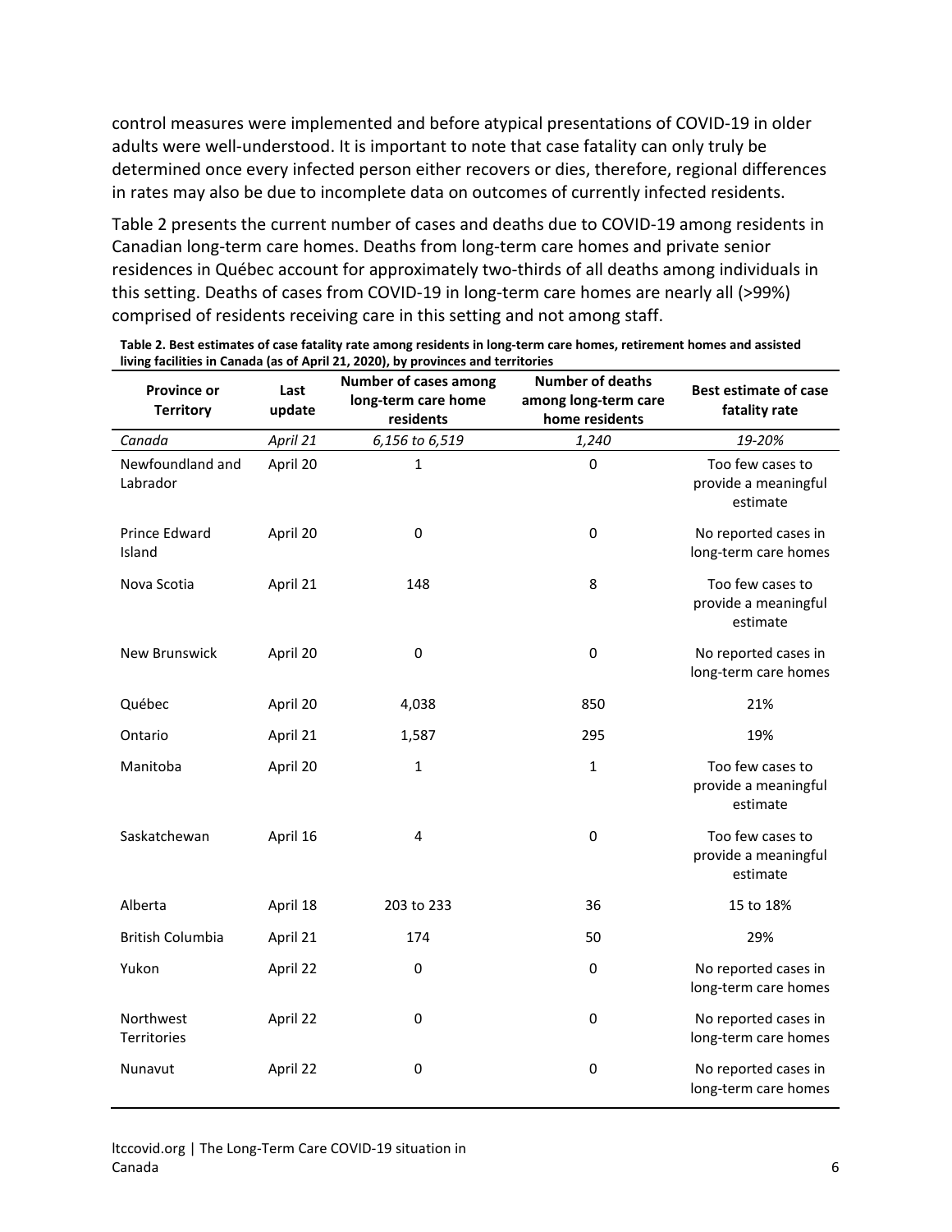control measures were implemented and before atypical presentations of COVID-19 in older adults were well-understood. It is important to note that case fatality can only truly be determined once every infected person either recovers or dies, therefore, regional differences in rates may also be due to incomplete data on outcomes of currently infected residents.

Table 2 presents the current number of cases and deaths due to COVID-19 among residents in Canadian long-term care homes. Deaths from long-term care homes and private senior residences in Québec account for approximately two-thirds of all deaths among individuals in this setting. Deaths of cases from COVID-19 in long-term care homes are nearly all (>99%) comprised of residents receiving care in this setting and not among staff.

**Table 2. Best estimates of case fatality rate among residents in long-term care homes, retirement homes and assisted living facilities in Canada (as of April 21, 2020), by provinces and territories**

| Province or Territory | Last update | Number of cases among long-term care home residents | Number of deaths among long-term care home residents | Best estimate of case fatality rate |
|---|---|---|---|---|
| *Canada* | *April 21* | *6,156 to 6,519* | *1,240* | *19-20%* |
| Newfoundland and Labrador | April 20 | 1 | 0 | Too few cases to provide a meaningful estimate |
| Prince Edward Island | April 20 | 0 | 0 | No reported cases in long-term care homes |
| Nova Scotia | April 21 | 148 | 8 | Too few cases to provide a meaningful estimate |
| New Brunswick | April 20 | 0 | 0 | No reported cases in long-term care homes |
| Québec | April 20 | 4,038 | 850 | 21% |
| Ontario | April 21 | 1,587 | 295 | 19% |
| Manitoba | April 20 | 1 | 1 | Too few cases to provide a meaningful estimate |
| Saskatchewan | April 16 | 4 | 0 | Too few cases to provide a meaningful estimate |
| Alberta | April 18 | 203 to 233 | 36 | 15 to 18% |
| British Columbia | April 21 | 174 | 50 | 29% |
| Yukon | April 22 | 0 | 0 | No reported cases in long-term care homes |
| Northwest Territories | April 22 | 0 | 0 | No reported cases in long-term care homes |
| Nunavut | April 22 | 0 | 0 | No reported cases in long-term care homes |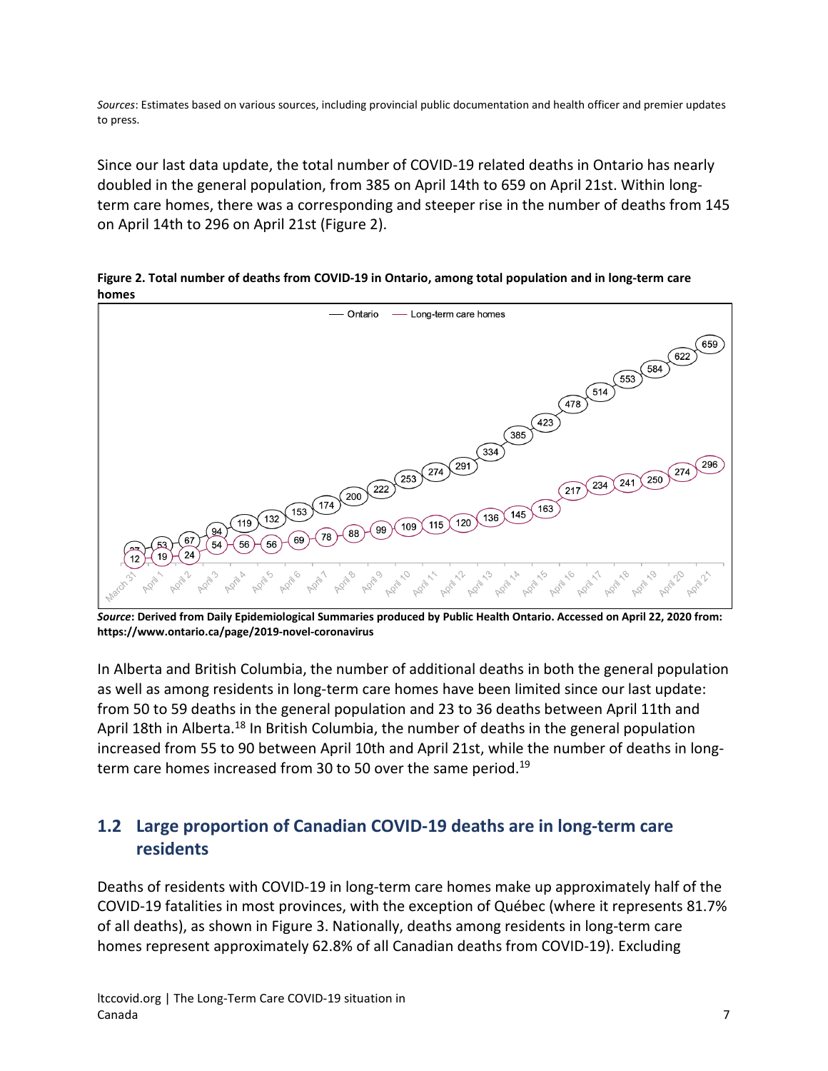*Sources*: Estimates based on various sources, including provincial public documentation and health officer and premier updates to press.

Since our last data update, the total number of COVID-19 related deaths in Ontario has nearly doubled in the general population, from 385 on April 14th to 659 on April 21st. Within long-term care homes, there was a corresponding and steeper rise in the number of deaths from 145 on April 14th to 296 on April 21st (Figure 2).

**Figure 2. Total number of deaths from COVID-19 in Ontario, among total population and in long-term care homes**

***Source*: Derived from Daily Epidemiological Summaries produced by Public Health Ontario. Accessed on April 22, 2020 from: https://www.ontario.ca/page/2019-novel-coronavirus**

In Alberta and British Columbia, the number of additional deaths in both the general population as well as among residents in long-term care homes have been limited since our last update: from 50 to 59 deaths in the general population and 23 to 36 deaths between April 11th and April 18th in Alberta.[18] In British Columbia, the number of deaths in the general population increased from 55 to 90 between April 10th and April 21st, while the number of deaths in long-term care homes increased from 30 to 50 over the same period.[19]

## 1.2 Large proportion of Canadian COVID-19 deaths are in long-term care residents

Deaths of residents with COVID-19 in long-term care homes make up approximately half of the COVID-19 fatalities in most provinces, with the exception of Québec (where it represents 81.7% of all deaths), as shown in Figure 3. Nationally, deaths among residents in long-term care homes represent approximately 62.8% of all Canadian deaths from COVID-19). Excluding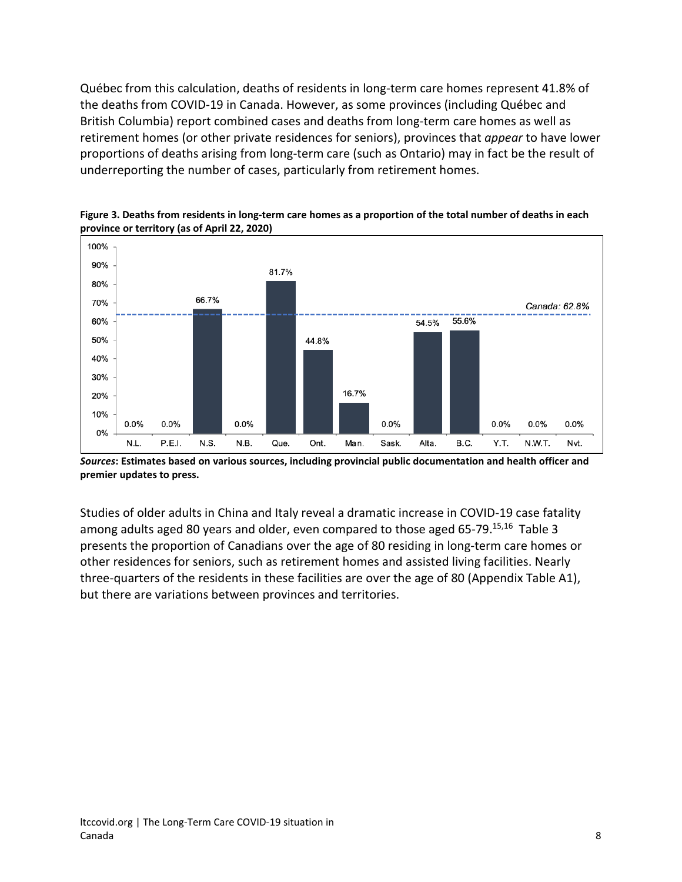Québec from this calculation, deaths of residents in long-term care homes represent 41.8% of the deaths from COVID-19 in Canada. However, as some provinces (including Québec and British Columbia) report combined cases and deaths from long-term care homes as well as retirement homes (or other private residences for seniors), provinces that *appear* to have lower proportions of deaths arising from long-term care (such as Ontario) may in fact be the result of underreporting the number of cases, particularly from retirement homes.

**Figure 3. Deaths from residents in long-term care homes as a proportion of the total number of deaths in each province or territory (as of April 22, 2020)**

| Province/Territory | Proportion |
|---|---|
| N.L. | 0.0% |
| P.E.I. | 0.0% |
| N.S. | 66.7% |
| N.B. | 0.0% |
| Que. | 81.7% |
| Ont. | 44.8% |
| Man. | 16.7% |
| Sask. | 0.0% |
| Alta. | 54.5% |
| B.C. | 55.6% |
| Y.T. | 0.0% |
| N.W.T. | 0.0% |
| Nvt. | 0.0% |

*Canada: 62.8%*

***Sources*: Estimates based on various sources, including provincial public documentation and health officer and premier updates to press.**

Studies of older adults in China and Italy reveal a dramatic increase in COVID-19 case fatality among adults aged 80 years and older, even compared to those aged 65-79.[15,16] Table 3 presents the proportion of Canadians over the age of 80 residing in long-term care homes or other residences for seniors, such as retirement homes and assisted living facilities. Nearly three-quarters of the residents in these facilities are over the age of 80 (Appendix Table A1), but there are variations between provinces and territories.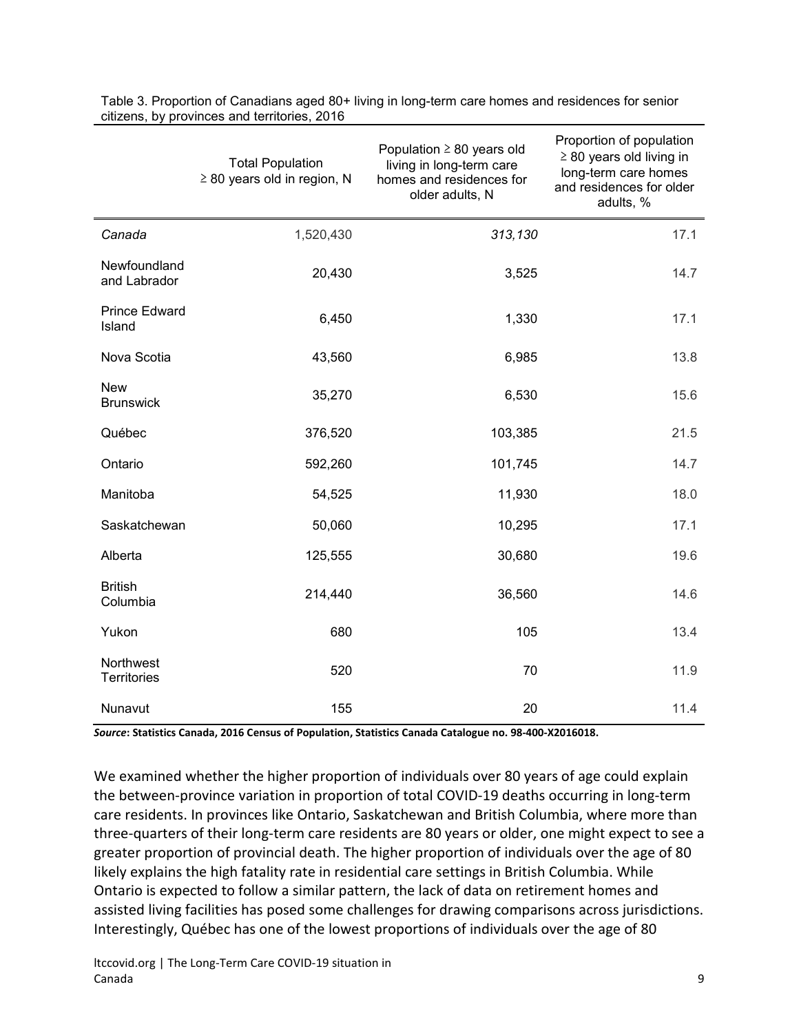Table 3. Proportion of Canadians aged 80+ living in long-term care homes and residences for senior citizens, by provinces and territories, 2016

| | Total Population ≥ 80 years old in region, N | Population ≥ 80 years old living in long-term care homes and residences for older adults, N | Proportion of population ≥ 80 years old living in long-term care homes and residences for older adults, % |
|---|---|---|---|
| *Canada* | 1,520,430 | *313,130* | 17.1 |
| Newfoundland and Labrador | 20,430 | 3,525 | 14.7 |
| Prince Edward Island | 6,450 | 1,330 | 17.1 |
| Nova Scotia | 43,560 | 6,985 | 13.8 |
| New Brunswick | 35,270 | 6,530 | 15.6 |
| Québec | 376,520 | 103,385 | 21.5 |
| Ontario | 592,260 | 101,745 | 14.7 |
| Manitoba | 54,525 | 11,930 | 18.0 |
| Saskatchewan | 50,060 | 10,295 | 17.1 |
| Alberta | 125,555 | 30,680 | 19.6 |
| British Columbia | 214,440 | 36,560 | 14.6 |
| Yukon | 680 | 105 | 13.4 |
| Northwest Territories | 520 | 70 | 11.9 |
| Nunavut | 155 | 20 | 11.4 |

***Source*: Statistics Canada, 2016 Census of Population, Statistics Canada Catalogue no. 98-400-X2016018.**

We examined whether the higher proportion of individuals over 80 years of age could explain the between-province variation in proportion of total COVID-19 deaths occurring in long-term care residents. In provinces like Ontario, Saskatchewan and British Columbia, where more than three-quarters of their long-term care residents are 80 years or older, one might expect to see a greater proportion of provincial death. The higher proportion of individuals over the age of 80 likely explains the high fatality rate in residential care settings in British Columbia. While Ontario is expected to follow a similar pattern, the lack of data on retirement homes and assisted living facilities has posed some challenges for drawing comparisons across jurisdictions. Interestingly, Québec has one of the lowest proportions of individuals over the age of 80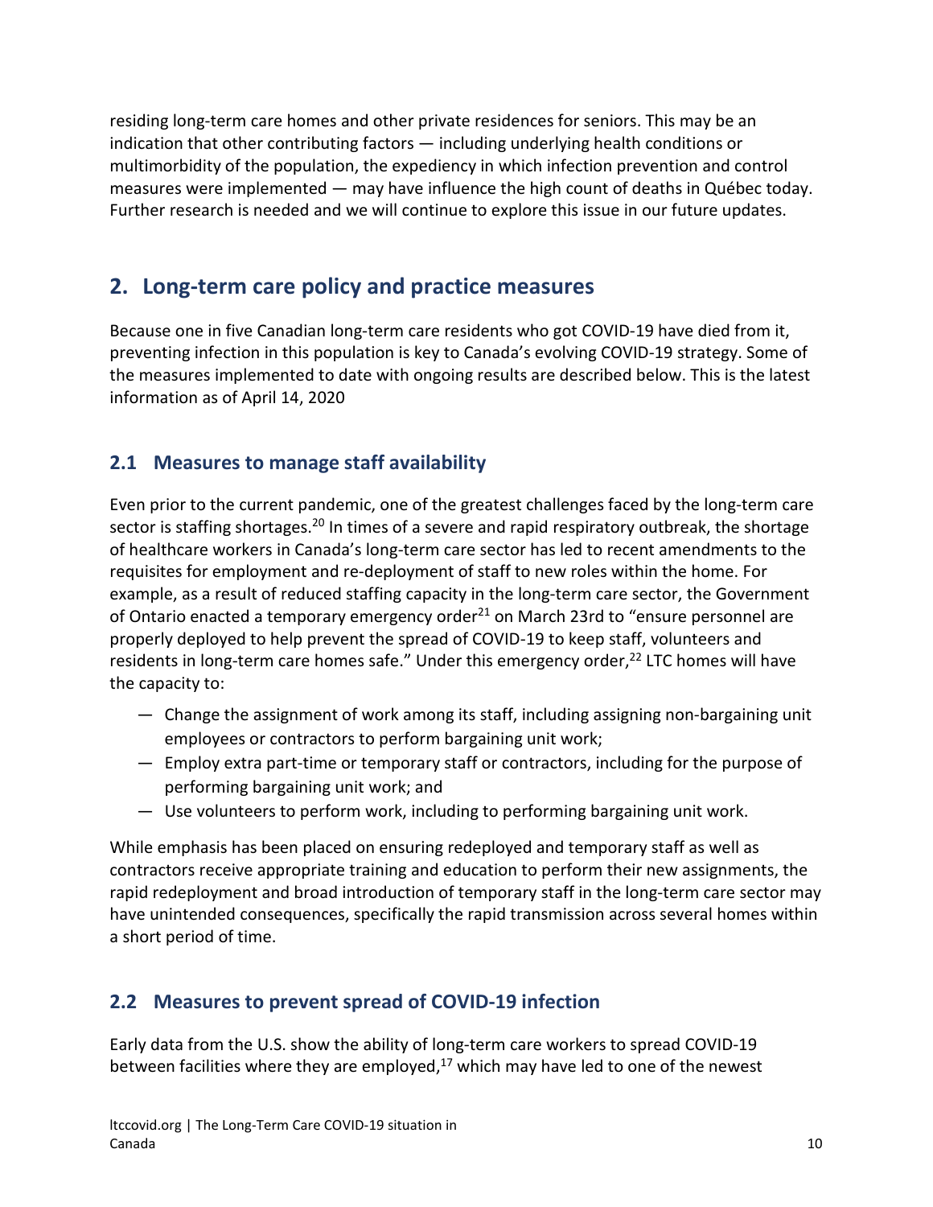residing long-term care homes and other private residences for seniors. This may be an indication that other contributing factors — including underlying health conditions or multimorbidity of the population, the expediency in which infection prevention and control measures were implemented — may have influence the high count of deaths in Québec today. Further research is needed and we will continue to explore this issue in our future updates.

## 2. Long-term care policy and practice measures

Because one in five Canadian long-term care residents who got COVID-19 have died from it, preventing infection in this population is key to Canada's evolving COVID-19 strategy. Some of the measures implemented to date with ongoing results are described below. This is the latest information as of April 14, 2020

### 2.1 Measures to manage staff availability

Even prior to the current pandemic, one of the greatest challenges faced by the long-term care sector is staffing shortages.[20] In times of a severe and rapid respiratory outbreak, the shortage of healthcare workers in Canada's long-term care sector has led to recent amendments to the requisites for employment and re-deployment of staff to new roles within the home. For example, as a result of reduced staffing capacity in the long-term care sector, the Government of Ontario enacted a temporary emergency order[21] on March 23rd to "ensure personnel are properly deployed to help prevent the spread of COVID-19 to keep staff, volunteers and residents in long-term care homes safe." Under this emergency order,[22] LTC homes will have the capacity to:

— Change the assignment of work among its staff, including assigning non-bargaining unit employees or contractors to perform bargaining unit work;

— Employ extra part-time or temporary staff or contractors, including for the purpose of performing bargaining unit work; and

— Use volunteers to perform work, including to performing bargaining unit work.

While emphasis has been placed on ensuring redeployed and temporary staff as well as contractors receive appropriate training and education to perform their new assignments, the rapid redeployment and broad introduction of temporary staff in the long-term care sector may have unintended consequences, specifically the rapid transmission across several homes within a short period of time.

### 2.2 Measures to prevent spread of COVID-19 infection

Early data from the U.S. show the ability of long-term care workers to spread COVID-19 between facilities where they are employed,[17] which may have led to one of the newest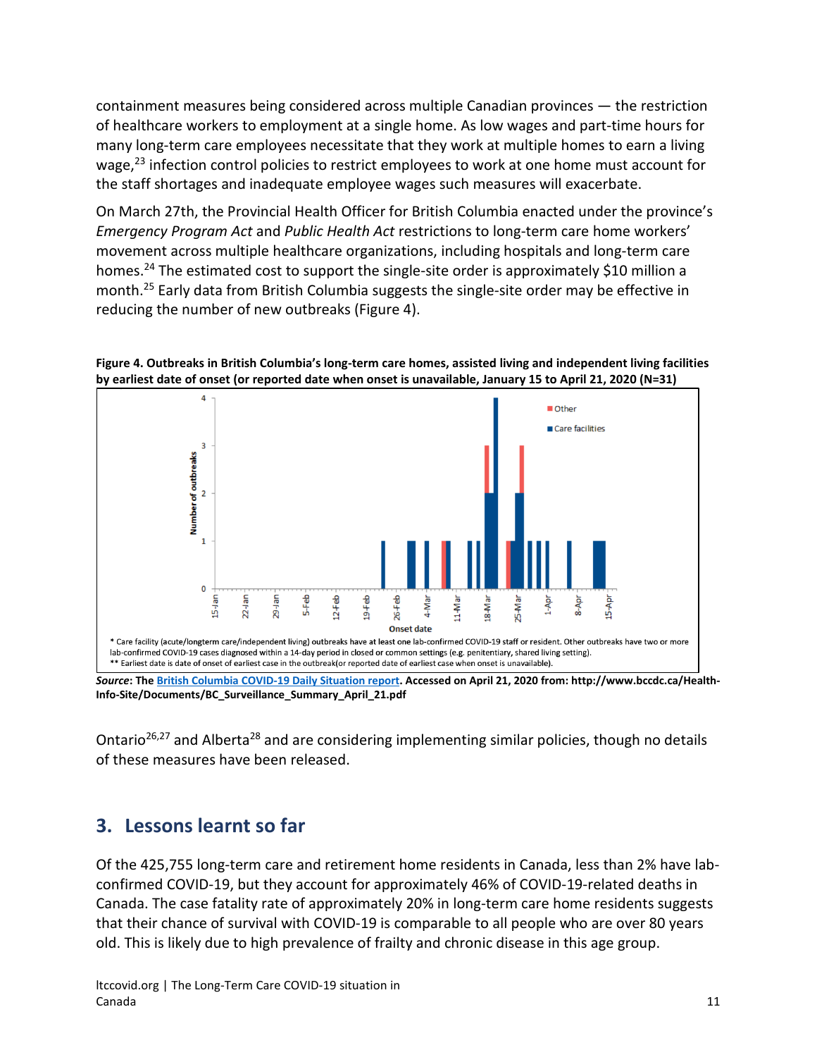containment measures being considered across multiple Canadian provinces — the restriction of healthcare workers to employment at a single home. As low wages and part-time hours for many long-term care employees necessitate that they work at multiple homes to earn a living wage,[23] infection control policies to restrict employees to work at one home must account for the staff shortages and inadequate employee wages such measures will exacerbate.

On March 27th, the Provincial Health Officer for British Columbia enacted under the province's *Emergency Program Act* and *Public Health Act* restrictions to long-term care home workers' movement across multiple healthcare organizations, including hospitals and long-term care homes.[24] The estimated cost to support the single-site order is approximately $10 million a month.[25] Early data from British Columbia suggests the single-site order may be effective in reducing the number of new outbreaks (Figure 4).

**Figure 4. Outbreaks in British Columbia's long-term care homes, assisted living and independent living facilities by earliest date of onset (or reported date when onset is unavailable, January 15 to April 21, 2020 (N=31)**

\* Care facility (acute/longterm care/independent living) outbreaks have at least one lab-confirmed COVID-19 staff or resident. Other outbreaks have two or more lab-confirmed COVID-19 cases diagnosed within a 14-day period in closed or common settings (e.g. penitentiary, shared living setting).
\*\* Earliest date is date of onset of earliest case in the outbreak(or reported date of earliest case when onset is unavailable).

***Source*: The British Columbia COVID-19 Daily Situation report. Accessed on April 21, 2020 from: http://www.bccdc.ca/Health-Info-Site/Documents/BC_Surveillance_Summary_April_21.pdf**

Ontario[26,27] and Alberta[28] and are considering implementing similar policies, though no details of these measures have been released.

## 3. Lessons learnt so far

Of the 425,755 long-term care and retirement home residents in Canada, less than 2% have lab-confirmed COVID-19, but they account for approximately 46% of COVID-19-related deaths in Canada. The case fatality rate of approximately 20% in long-term care home residents suggests that their chance of survival with COVID-19 is comparable to all people who are over 80 years old. This is likely due to high prevalence of frailty and chronic disease in this age group.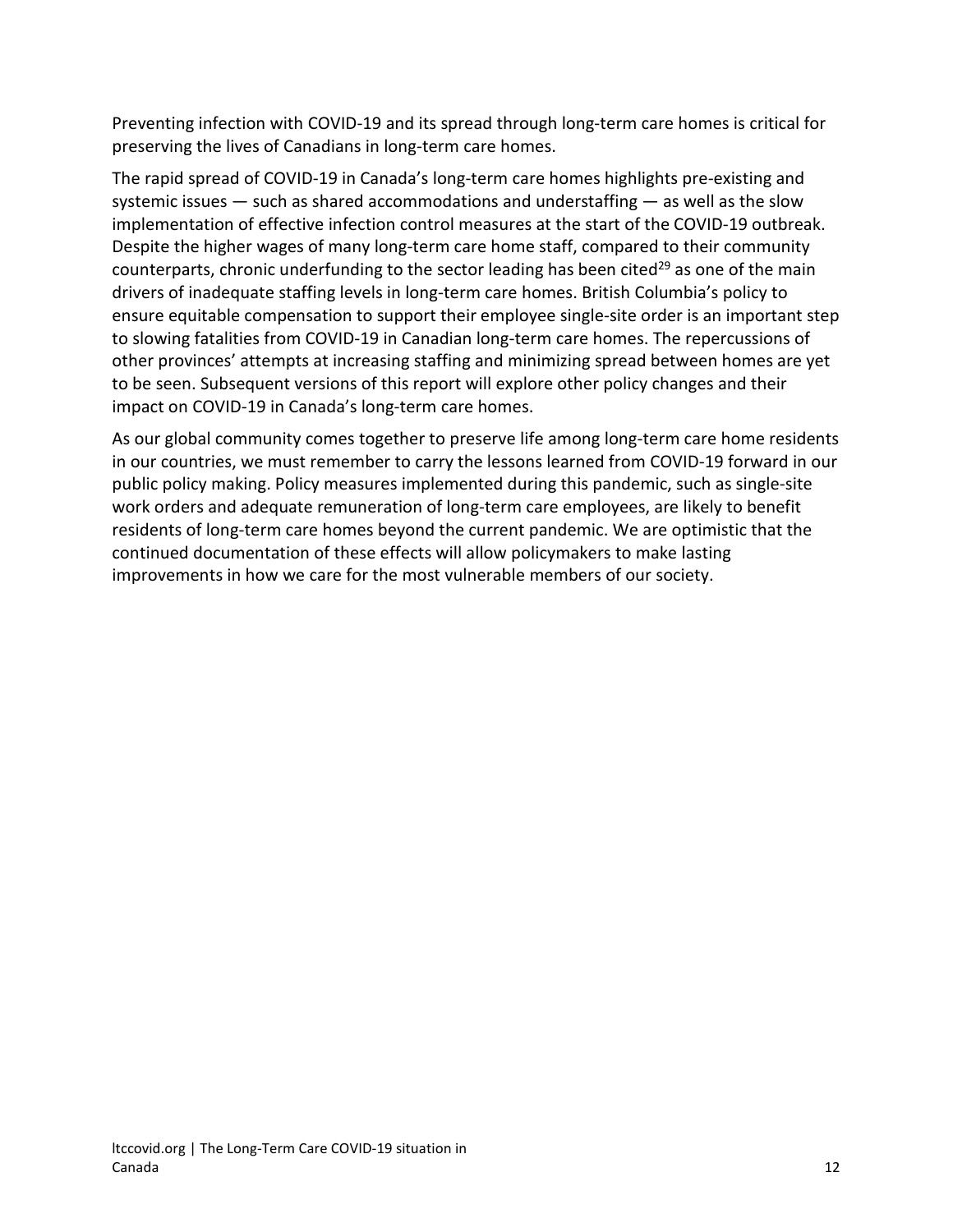Preventing infection with COVID-19 and its spread through long-term care homes is critical for preserving the lives of Canadians in long-term care homes.

The rapid spread of COVID-19 in Canada's long-term care homes highlights pre-existing and systemic issues — such as shared accommodations and understaffing — as well as the slow implementation of effective infection control measures at the start of the COVID-19 outbreak. Despite the higher wages of many long-term care home staff, compared to their community counterparts, chronic underfunding to the sector leading has been cited[29] as one of the main drivers of inadequate staffing levels in long-term care homes. British Columbia's policy to ensure equitable compensation to support their employee single-site order is an important step to slowing fatalities from COVID-19 in Canadian long-term care homes. The repercussions of other provinces' attempts at increasing staffing and minimizing spread between homes are yet to be seen. Subsequent versions of this report will explore other policy changes and their impact on COVID-19 in Canada's long-term care homes.

As our global community comes together to preserve life among long-term care home residents in our countries, we must remember to carry the lessons learned from COVID-19 forward in our public policy making. Policy measures implemented during this pandemic, such as single-site work orders and adequate remuneration of long-term care employees, are likely to benefit residents of long-term care homes beyond the current pandemic. We are optimistic that the continued documentation of these effects will allow policymakers to make lasting improvements in how we care for the most vulnerable members of our society.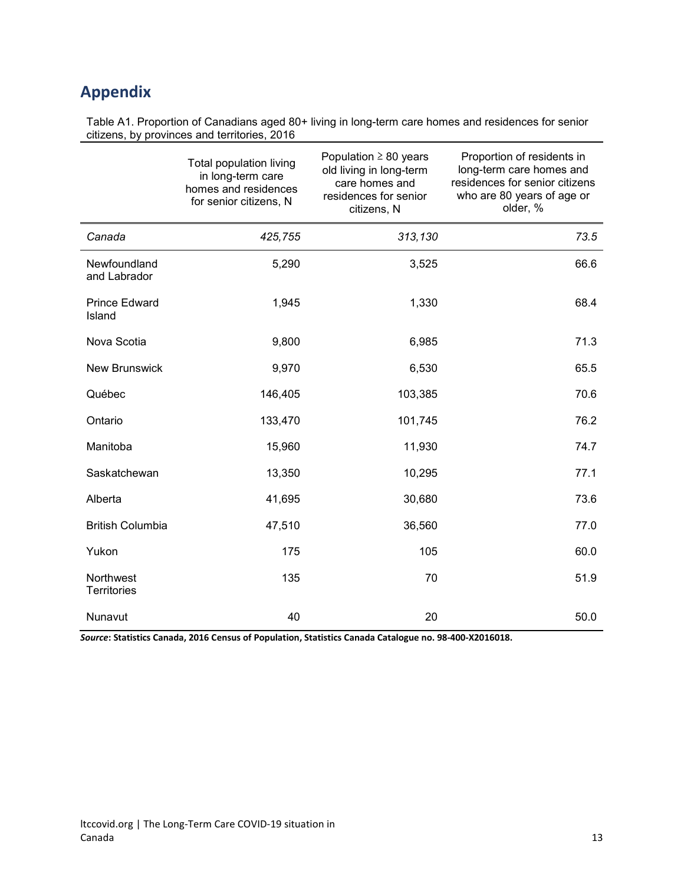## Appendix

Table A1. Proportion of Canadians aged 80+ living in long-term care homes and residences for senior citizens, by provinces and territories, 2016

| | Total population living in long-term care homes and residences for senior citizens, N | Population ≥ 80 years old living in long-term care homes and residences for senior citizens, N | Proportion of residents in long-term care homes and residences for senior citizens who are 80 years of age or older, % |
|---|---|---|---|
| *Canada* | *425,755* | *313,130* | *73.5* |
| Newfoundland and Labrador | 5,290 | 3,525 | 66.6 |
| Prince Edward Island | 1,945 | 1,330 | 68.4 |
| Nova Scotia | 9,800 | 6,985 | 71.3 |
| New Brunswick | 9,970 | 6,530 | 65.5 |
| Québec | 146,405 | 103,385 | 70.6 |
| Ontario | 133,470 | 101,745 | 76.2 |
| Manitoba | 15,960 | 11,930 | 74.7 |
| Saskatchewan | 13,350 | 10,295 | 77.1 |
| Alberta | 41,695 | 30,680 | 73.6 |
| British Columbia | 47,510 | 36,560 | 77.0 |
| Yukon | 175 | 105 | 60.0 |
| Northwest Territories | 135 | 70 | 51.9 |
| Nunavut | 40 | 20 | 50.0 |

***Source*: Statistics Canada, 2016 Census of Population, Statistics Canada Catalogue no. 98-400-X2016018.**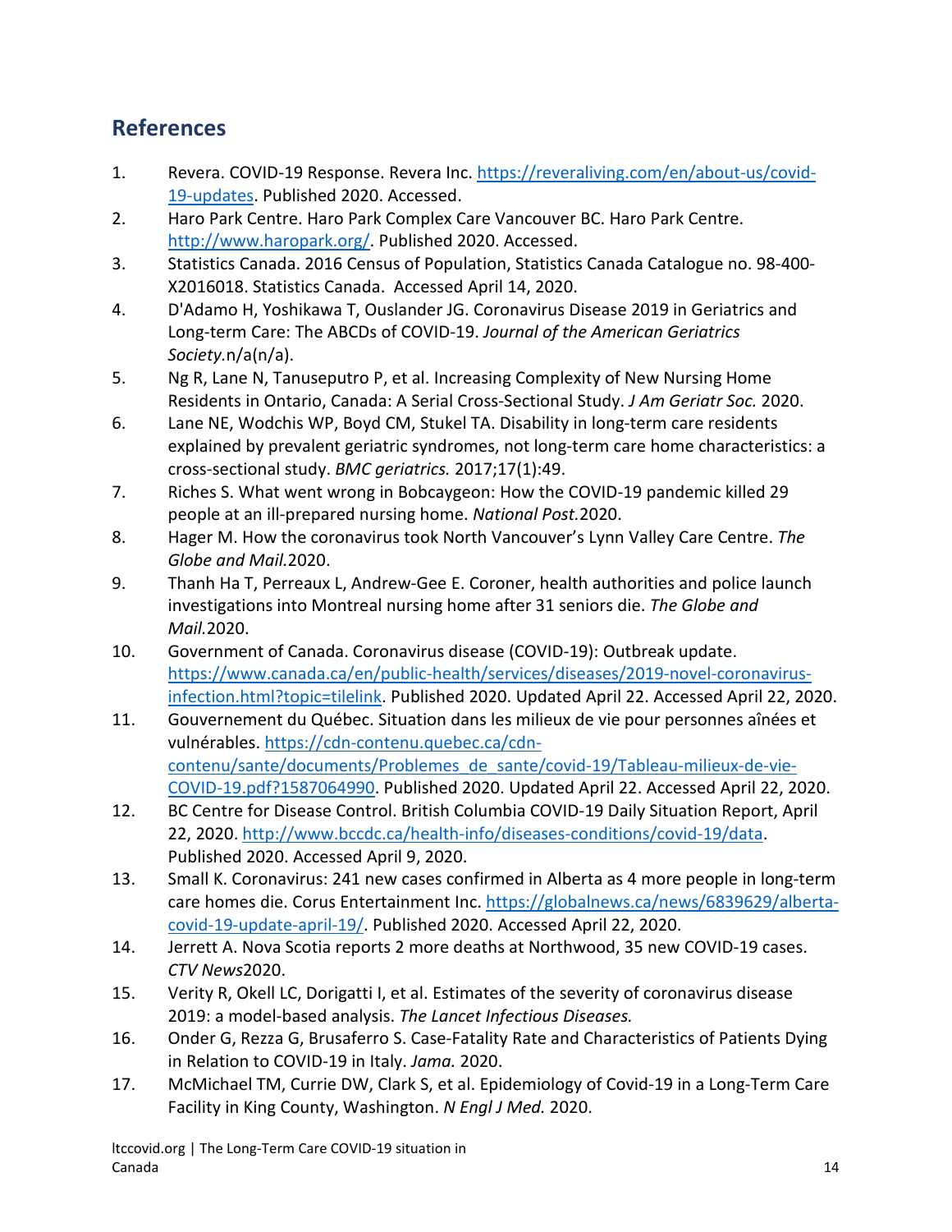## References

1. Revera. COVID-19 Response. Revera Inc. https://reveraliving.com/en/about-us/covid-19-updates. Published 2020. Accessed.
2. Haro Park Centre. Haro Park Complex Care Vancouver BC. Haro Park Centre. http://www.haropark.org/. Published 2020. Accessed.
3. Statistics Canada. 2016 Census of Population, Statistics Canada Catalogue no. 98-400-X2016018. Statistics Canada. Accessed April 14, 2020.
4. D'Adamo H, Yoshikawa T, Ouslander JG. Coronavirus Disease 2019 in Geriatrics and Long-term Care: The ABCDs of COVID-19. *Journal of the American Geriatrics Society.*n/a(n/a).
5. Ng R, Lane N, Tanuseputro P, et al. Increasing Complexity of New Nursing Home Residents in Ontario, Canada: A Serial Cross-Sectional Study. *J Am Geriatr Soc.* 2020.
6. Lane NE, Wodchis WP, Boyd CM, Stukel TA. Disability in long-term care residents explained by prevalent geriatric syndromes, not long-term care home characteristics: a cross-sectional study. *BMC geriatrics.* 2017;17(1):49.
7. Riches S. What went wrong in Bobcaygeon: How the COVID-19 pandemic killed 29 people at an ill-prepared nursing home. *National Post.*2020.
8. Hager M. How the coronavirus took North Vancouver's Lynn Valley Care Centre. *The Globe and Mail.*2020.
9. Thanh Ha T, Perreaux L, Andrew-Gee E. Coroner, health authorities and police launch investigations into Montreal nursing home after 31 seniors die. *The Globe and Mail.*2020.
10. Government of Canada. Coronavirus disease (COVID-19): Outbreak update. https://www.canada.ca/en/public-health/services/diseases/2019-novel-coronavirus-infection.html?topic=tilelink. Published 2020. Updated April 22. Accessed April 22, 2020.
11. Gouvernement du Québec. Situation dans les milieux de vie pour personnes aînées et vulnérables. https://cdn-contenu.quebec.ca/cdn-contenu/sante/documents/Problemes_de_sante/covid-19/Tableau-milieux-de-vie-COVID-19.pdf?1587064990. Published 2020. Updated April 22. Accessed April 22, 2020.
12. BC Centre for Disease Control. British Columbia COVID-19 Daily Situation Report, April 22, 2020. http://www.bccdc.ca/health-info/diseases-conditions/covid-19/data. Published 2020. Accessed April 9, 2020.
13. Small K. Coronavirus: 241 new cases confirmed in Alberta as 4 more people in long-term care homes die. Corus Entertainment Inc. https://globalnews.ca/news/6839629/alberta-covid-19-update-april-19/. Published 2020. Accessed April 22, 2020.
14. Jerrett A. Nova Scotia reports 2 more deaths at Northwood, 35 new COVID-19 cases. *CTV News*2020.
15. Verity R, Okell LC, Dorigatti I, et al. Estimates of the severity of coronavirus disease 2019: a model-based analysis. *The Lancet Infectious Diseases.*
16. Onder G, Rezza G, Brusaferro S. Case-Fatality Rate and Characteristics of Patients Dying in Relation to COVID-19 in Italy. *Jama.* 2020.
17. McMichael TM, Currie DW, Clark S, et al. Epidemiology of Covid-19 in a Long-Term Care Facility in King County, Washington. *N Engl J Med.* 2020.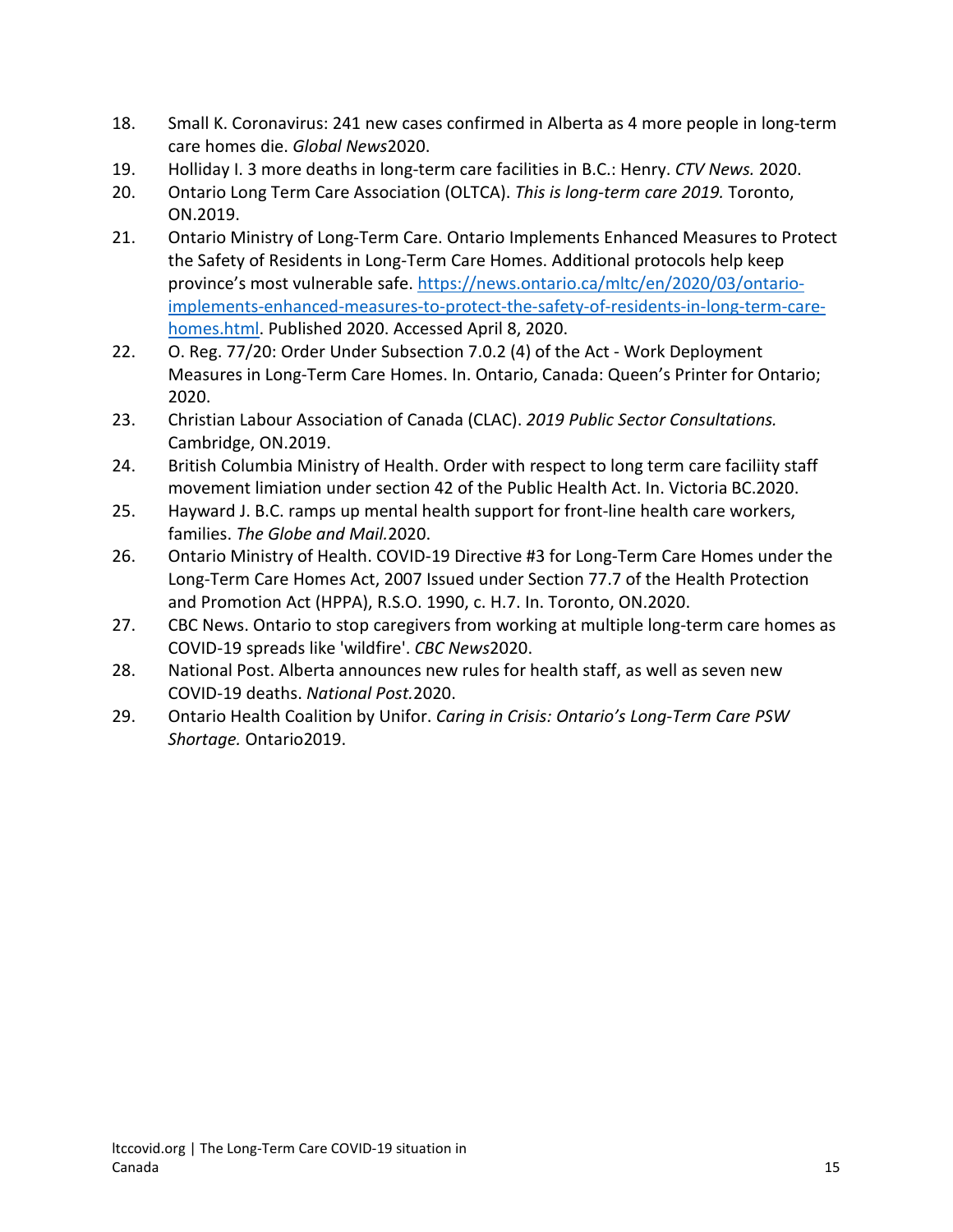18. Small K. Coronavirus: 241 new cases confirmed in Alberta as 4 more people in long-term care homes die. *Global News*2020.
19. Holliday I. 3 more deaths in long-term care facilities in B.C.: Henry. *CTV News.* 2020.
20. Ontario Long Term Care Association (OLTCA). *This is long-term care 2019.* Toronto, ON.2019.
21. Ontario Ministry of Long-Term Care. Ontario Implements Enhanced Measures to Protect the Safety of Residents in Long-Term Care Homes. Additional protocols help keep province's most vulnerable safe. [https://news.ontario.ca/mltc/en/2020/03/ontario-implements-enhanced-measures-to-protect-the-safety-of-residents-in-long-term-care-homes.html](https://news.ontario.ca/mltc/en/2020/03/ontario-implements-enhanced-measures-to-protect-the-safety-of-residents-in-long-term-care-homes.html). Published 2020. Accessed April 8, 2020.
22. O. Reg. 77/20: Order Under Subsection 7.0.2 (4) of the Act - Work Deployment Measures in Long-Term Care Homes. In. Ontario, Canada: Queen's Printer for Ontario; 2020.
23. Christian Labour Association of Canada (CLAC). *2019 Public Sector Consultations.* Cambridge, ON.2019.
24. British Columbia Ministry of Health. Order with respect to long term care faciliity staff movement limiation under section 42 of the Public Health Act. In. Victoria BC.2020.
25. Hayward J. B.C. ramps up mental health support for front-line health care workers, families. *The Globe and Mail.*2020.
26. Ontario Ministry of Health. COVID-19 Directive #3 for Long-Term Care Homes under the Long-Term Care Homes Act, 2007 Issued under Section 77.7 of the Health Protection and Promotion Act (HPPA), R.S.O. 1990, c. H.7. In. Toronto, ON.2020.
27. CBC News. Ontario to stop caregivers from working at multiple long-term care homes as COVID-19 spreads like 'wildfire'. *CBC News*2020.
28. National Post. Alberta announces new rules for health staff, as well as seven new COVID-19 deaths. *National Post.*2020.
29. Ontario Health Coalition by Unifor. *Caring in Crisis: Ontario's Long-Term Care PSW Shortage.* Ontario2019.